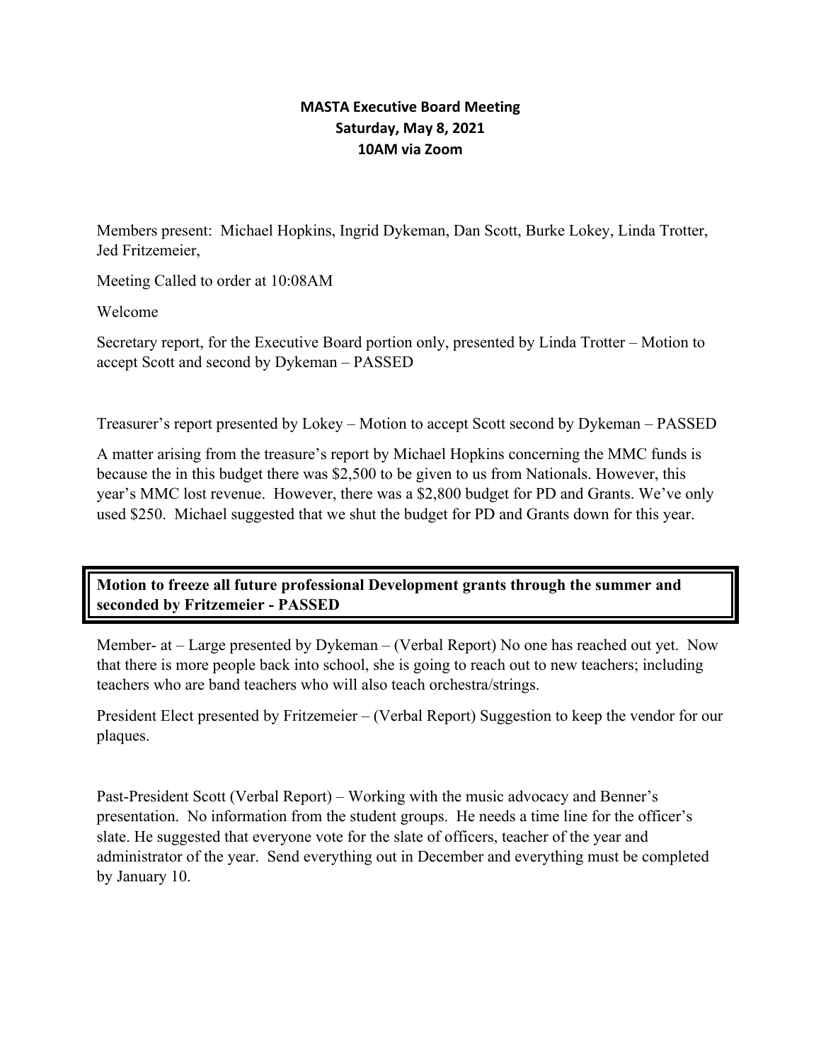**MASTA Executive Board Meeting**
**Saturday, May 8, 2021**
**10AM via Zoom**

Members present: Michael Hopkins, Ingrid Dykeman, Dan Scott, Burke Lokey, Linda Trotter, Jed Fritzemeier,

Meeting Called to order at 10:08AM

Welcome

Secretary report, for the Executive Board portion only, presented by Linda Trotter – Motion to accept Scott and second by Dykeman – PASSED

Treasurer's report presented by Lokey – Motion to accept Scott second by Dykeman – PASSED

A matter arising from the treasure's report by Michael Hopkins concerning the MMC funds is because the in this budget there was $2,500 to be given to us from Nationals. However, this year's MMC lost revenue. However, there was a $2,800 budget for PD and Grants. We've only used $250. Michael suggested that we shut the budget for PD and Grants down for this year.

**Motion to freeze all future professional Development grants through the summer and seconded by Fritzemeier - PASSED**

Member- at – Large presented by Dykeman – (Verbal Report) No one has reached out yet. Now that there is more people back into school, she is going to reach out to new teachers; including teachers who are band teachers who will also teach orchestra/strings.

President Elect presented by Fritzemeier – (Verbal Report) Suggestion to keep the vendor for our plaques.

Past-President Scott (Verbal Report) – Working with the music advocacy and Benner's presentation. No information from the student groups. He needs a time line for the officer's slate. He suggested that everyone vote for the slate of officers, teacher of the year and administrator of the year. Send everything out in December and everything must be completed by January 10.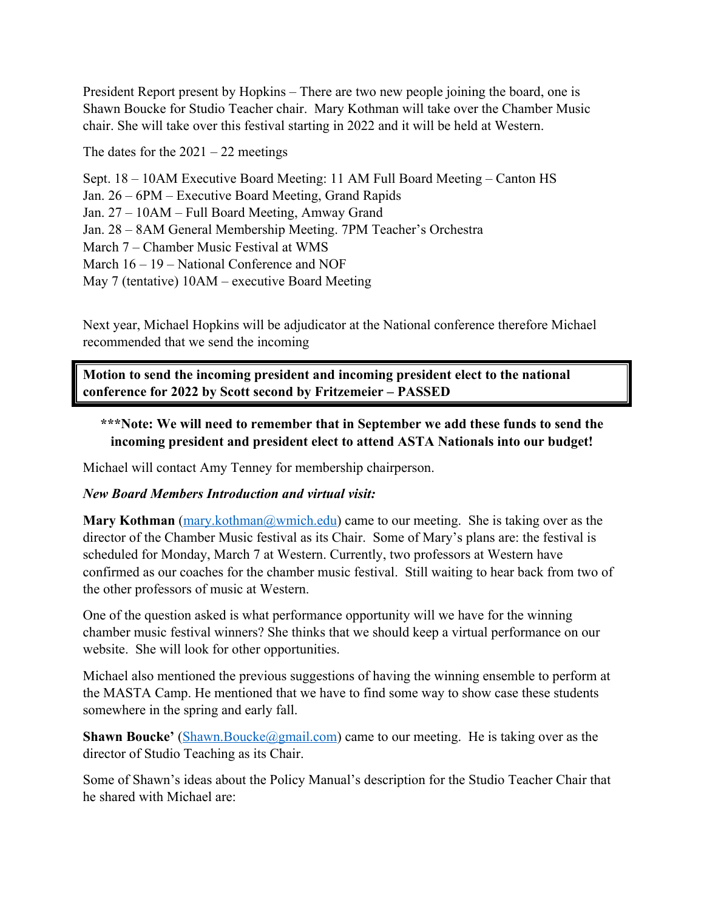President Report present by Hopkins – There are two new people joining the board, one is Shawn Boucke for Studio Teacher chair. Mary Kothman will take over the Chamber Music chair. She will take over this festival starting in 2022 and it will be held at Western.

The dates for the 2021 – 22 meetings

Sept. 18 – 10AM Executive Board Meeting: 11 AM Full Board Meeting – Canton HS  
Jan. 26 – 6PM – Executive Board Meeting, Grand Rapids  
Jan. 27 – 10AM – Full Board Meeting, Amway Grand  
Jan. 28 – 8AM General Membership Meeting. 7PM Teacher's Orchestra  
March 7 – Chamber Music Festival at WMS  
March 16 – 19 – National Conference and NOF  
May 7 (tentative) 10AM – executive Board Meeting

Next year, Michael Hopkins will be adjudicator at the National conference therefore Michael recommended that we send the incoming

**Motion to send the incoming president and incoming president elect to the national conference for 2022 by Scott second by Fritzemeier – PASSED**

**\*\*\*Note: We will need to remember that in September we add these funds to send the incoming president and president elect to attend ASTA Nationals into our budget!**

Michael will contact Amy Tenney for membership chairperson.

*New Board Members Introduction and virtual visit:*

**Mary Kothman** (mary.kothman@wmich.edu) came to our meeting. She is taking over as the director of the Chamber Music festival as its Chair. Some of Mary's plans are: the festival is scheduled for Monday, March 7 at Western. Currently, two professors at Western have confirmed as our coaches for the chamber music festival. Still waiting to hear back from two of the other professors of music at Western.

One of the question asked is what performance opportunity will we have for the winning chamber music festival winners? She thinks that we should keep a virtual performance on our website. She will look for other opportunities.

Michael also mentioned the previous suggestions of having the winning ensemble to perform at the MASTA Camp. He mentioned that we have to find some way to show case these students somewhere in the spring and early fall.

**Shawn Boucke'** (Shawn.Boucke@gmail.com) came to our meeting. He is taking over as the director of Studio Teaching as its Chair.

Some of Shawn's ideas about the Policy Manual's description for the Studio Teacher Chair that he shared with Michael are: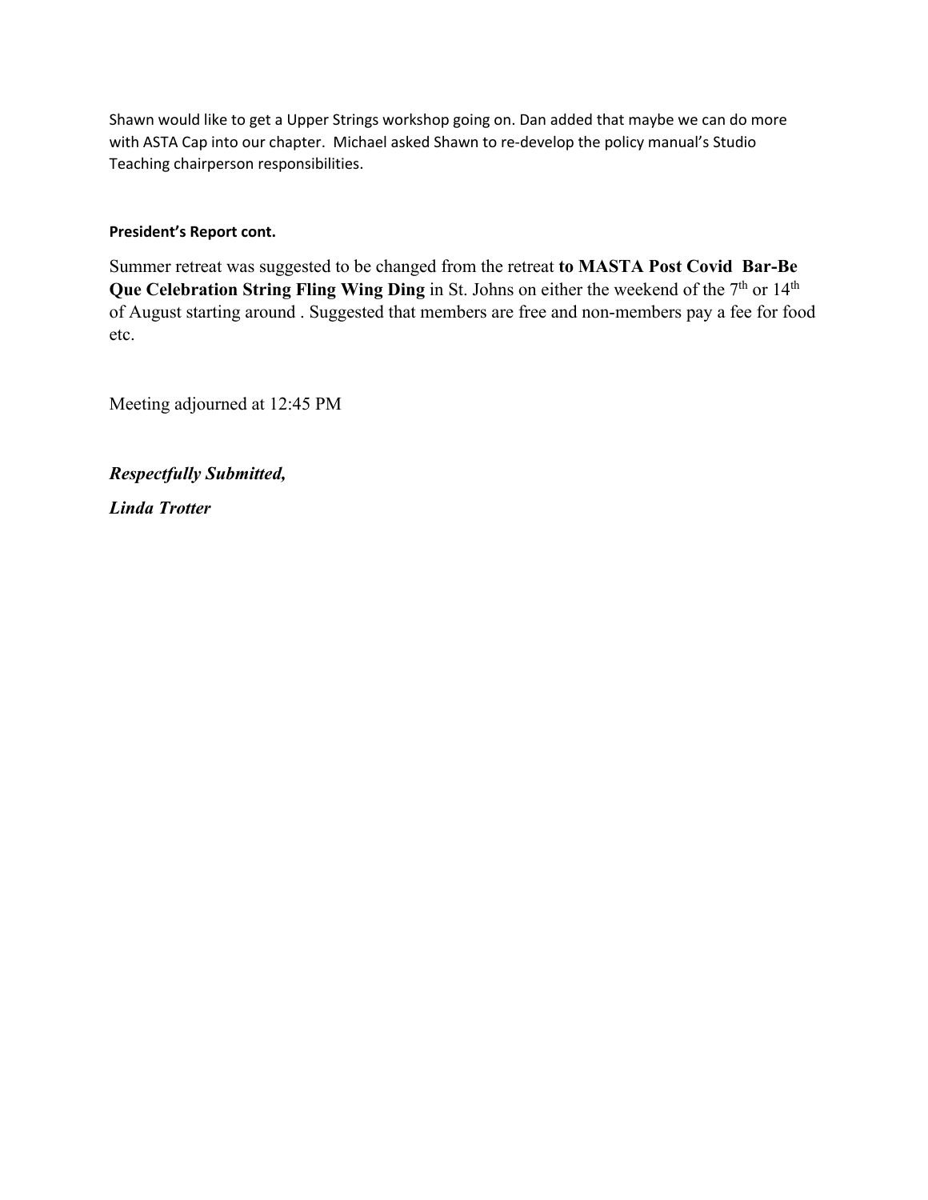Shawn would like to get a Upper Strings workshop going on. Dan added that maybe we can do more with ASTA Cap into our chapter. Michael asked Shawn to re-develop the policy manual's Studio Teaching chairperson responsibilities.

**President's Report cont.**

Summer retreat was suggested to be changed from the retreat **to MASTA Post Covid Bar-Be Que Celebration String Fling Wing Ding** in St. Johns on either the weekend of the 7th or 14th of August starting around . Suggested that members are free and non-members pay a fee for food etc.

Meeting adjourned at 12:45 PM

***Respectfully Submitted,***

***Linda Trotter***